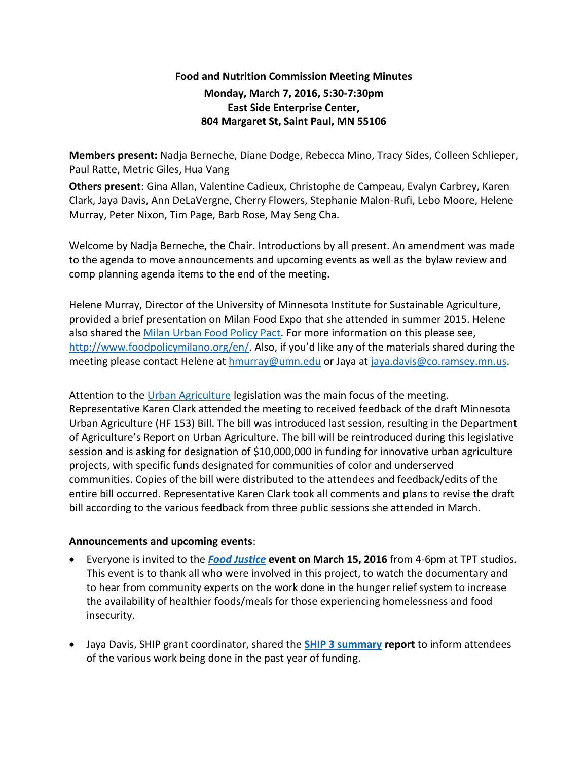**Food and Nutrition Commission Meeting Minutes**

**Monday, March 7, 2016, 5:30-7:30pm**
**East Side Enterprise Center,**
**804 Margaret St, Saint Paul, MN 55106**

**Members present:** Nadja Berneche, Diane Dodge, Rebecca Mino, Tracy Sides, Colleen Schlieper, Paul Ratte, Metric Giles, Hua Vang

**Others present**: Gina Allan, Valentine Cadieux, Christophe de Campeau, Evalyn Carbrey, Karen Clark, Jaya Davis, Ann DeLaVergne, Cherry Flowers, Stephanie Malon-Rufi, Lebo Moore, Helene Murray, Peter Nixon, Tim Page, Barb Rose, May Seng Cha.

Welcome by Nadja Berneche, the Chair. Introductions by all present. An amendment was made to the agenda to move announcements and upcoming events as well as the bylaw review and comp planning agenda items to the end of the meeting.

Helene Murray, Director of the University of Minnesota Institute for Sustainable Agriculture, provided a brief presentation on Milan Food Expo that she attended in summer 2015. Helene also shared the Milan Urban Food Policy Pact. For more information on this please see, http://www.foodpolicymilano.org/en/. Also, if you'd like any of the materials shared during the meeting please contact Helene at hmurray@umn.edu or Jaya at jaya.davis@co.ramsey.mn.us.

Attention to the Urban Agriculture legislation was the main focus of the meeting. Representative Karen Clark attended the meeting to received feedback of the draft Minnesota Urban Agriculture (HF 153) Bill. The bill was introduced last session, resulting in the Department of Agriculture's Report on Urban Agriculture. The bill will be reintroduced during this legislative session and is asking for designation of $10,000,000 in funding for innovative urban agriculture projects, with specific funds designated for communities of color and underserved communities. Copies of the bill were distributed to the attendees and feedback/edits of the entire bill occurred. Representative Karen Clark took all comments and plans to revise the draft bill according to the various feedback from three public sessions she attended in March.

**Announcements and upcoming events**:

- Everyone is invited to the ***Food Justice*** **event on March 15, 2016** from 4-6pm at TPT studios. This event is to thank all who were involved in this project, to watch the documentary and to hear from community experts on the work done in the hunger relief system to increase the availability of healthier foods/meals for those experiencing homelessness and food insecurity.
- Jaya Davis, SHIP grant coordinator, shared the **SHIP 3 summary report** to inform attendees of the various work being done in the past year of funding.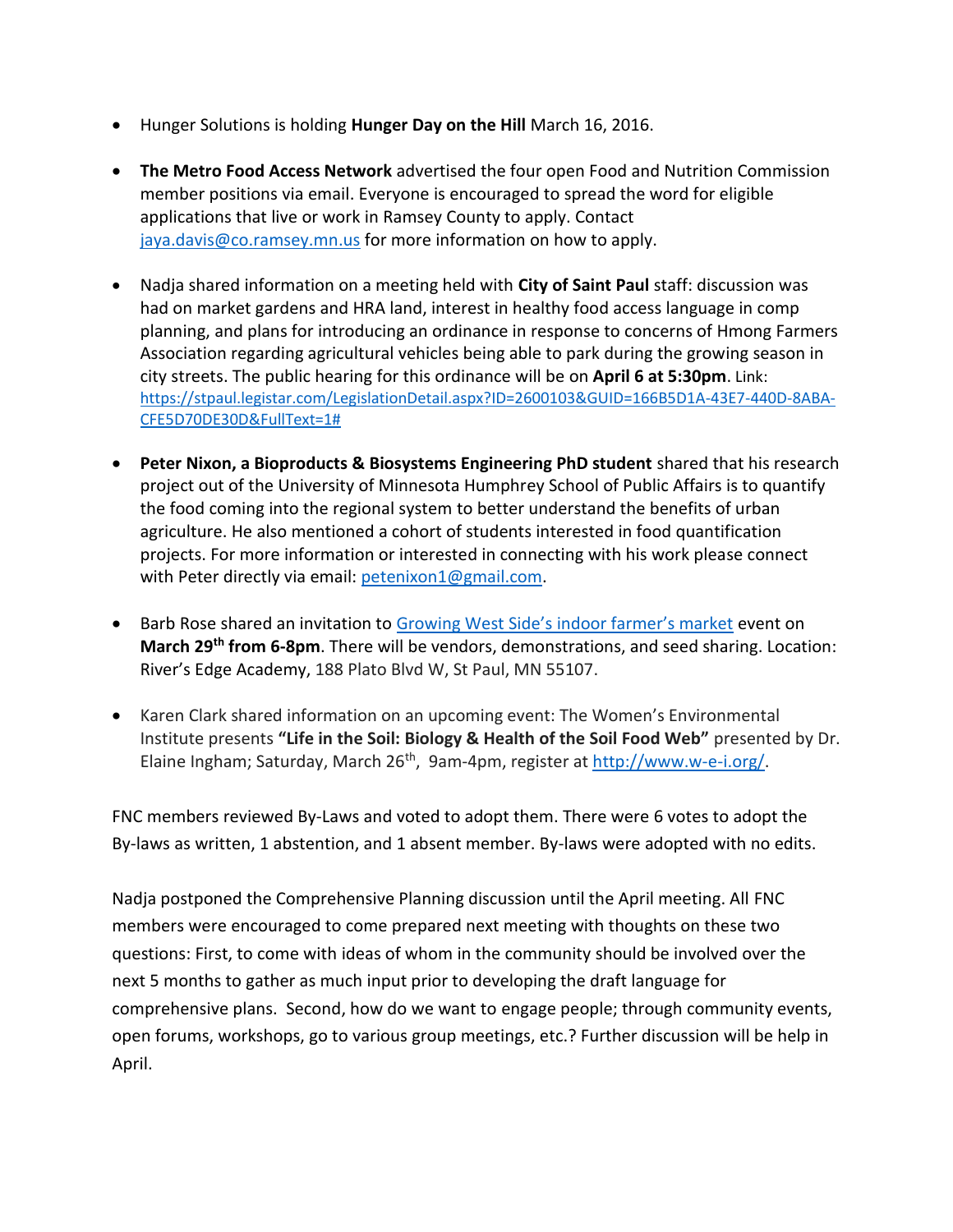- Hunger Solutions is holding **Hunger Day on the Hill** March 16, 2016.

- **The Metro Food Access Network** advertised the four open Food and Nutrition Commission member positions via email. Everyone is encouraged to spread the word for eligible applications that live or work in Ramsey County to apply. Contact [jaya.davis@co.ramsey.mn.us](mailto:jaya.davis@co.ramsey.mn.us) for more information on how to apply.

- Nadja shared information on a meeting held with **City of Saint Paul** staff: discussion was had on market gardens and HRA land, interest in healthy food access language in comp planning, and plans for introducing an ordinance in response to concerns of Hmong Farmers Association regarding agricultural vehicles being able to park during the growing season in city streets. The public hearing for this ordinance will be on **April 6 at 5:30pm**. Link: [https://stpaul.legistar.com/LegislationDetail.aspx?ID=2600103&GUID=166B5D1A-43E7-440D-8ABA-CFE5D70DE30D&FullText=1#](https://stpaul.legistar.com/LegislationDetail.aspx?ID=2600103&GUID=166B5D1A-43E7-440D-8ABA-CFE5D70DE30D&FullText=1#)

- **Peter Nixon, a Bioproducts & Biosystems Engineering PhD student** shared that his research project out of the University of Minnesota Humphrey School of Public Affairs is to quantify the food coming into the regional system to better understand the benefits of urban agriculture. He also mentioned a cohort of students interested in food quantification projects. For more information or interested in connecting with his work please connect with Peter directly via email: [petenixon1@gmail.com](mailto:petenixon1@gmail.com).

- Barb Rose shared an invitation to Growing West Side's indoor farmer's market event on **March 29th from 6-8pm**. There will be vendors, demonstrations, and seed sharing. Location: River's Edge Academy, 188 Plato Blvd W, St Paul, MN 55107.

- Karen Clark shared information on an upcoming event: The Women's Environmental Institute presents **"Life in the Soil: Biology & Health of the Soil Food Web"** presented by Dr. Elaine Ingham; Saturday, March 26th, 9am-4pm, register at [http://www.w-e-i.org/](http://www.w-e-i.org/).

FNC members reviewed By-Laws and voted to adopt them. There were 6 votes to adopt the By-laws as written, 1 abstention, and 1 absent member. By-laws were adopted with no edits.

Nadja postponed the Comprehensive Planning discussion until the April meeting. All FNC members were encouraged to come prepared next meeting with thoughts on these two questions: First, to come with ideas of whom in the community should be involved over the next 5 months to gather as much input prior to developing the draft language for comprehensive plans. Second, how do we want to engage people; through community events, open forums, workshops, go to various group meetings, etc.? Further discussion will be help in April.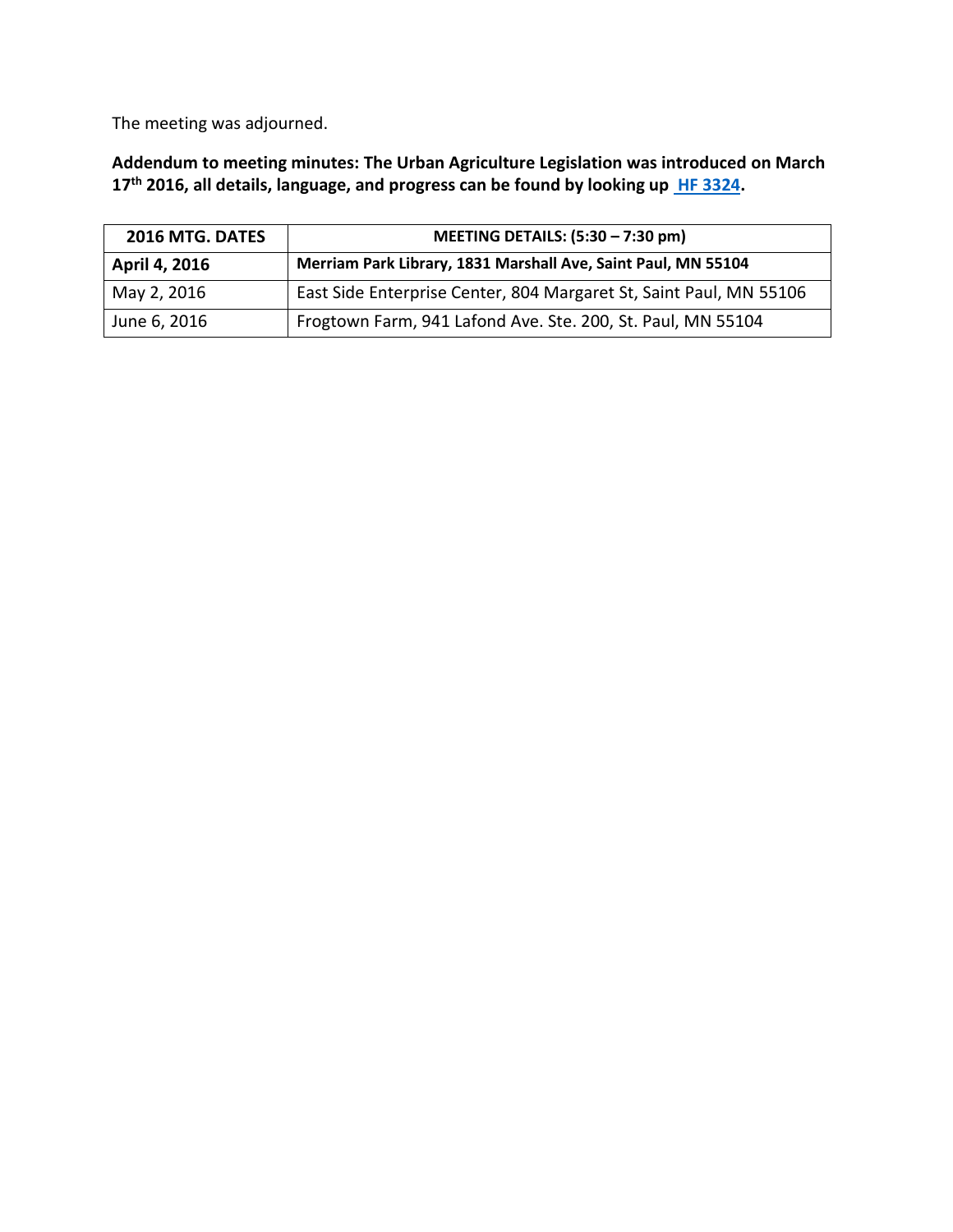The meeting was adjourned.

**Addendum to meeting minutes: The Urban Agriculture Legislation was introduced on March 17th 2016, all details, language, and progress can be found by looking up HF 3324.**

| 2016 MTG. DATES | MEETING DETAILS: (5:30 – 7:30 pm) |
|---|---|
| **April 4, 2016** | **Merriam Park Library, 1831 Marshall Ave, Saint Paul, MN 55104** |
| May 2, 2016 | East Side Enterprise Center, 804 Margaret St, Saint Paul, MN 55106 |
| June 6, 2016 | Frogtown Farm, 941 Lafond Ave. Ste. 200, St. Paul, MN 55104 |